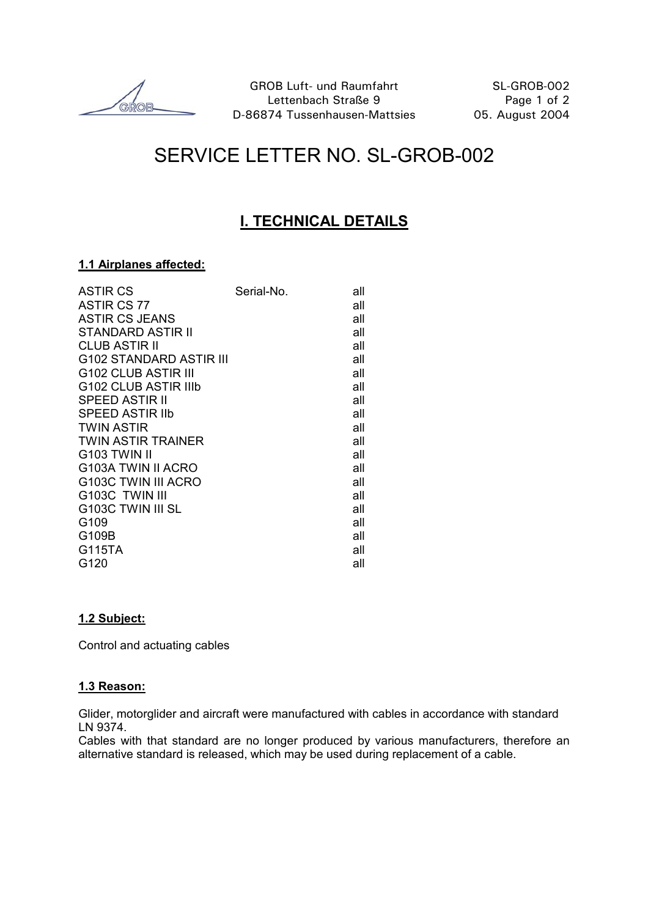# SERVICE LETTER NO. SL-GROB-002

## I. TECHNICAL DETAILS

### 1.1 Airplanes affected:

| | Serial-No. | |
|---|---|---|
| ASTIR CS | | all |
| ASTIR CS 77 | | all |
| ASTIR CS JEANS | | all |
| STANDARD ASTIR II | | all |
| CLUB ASTIR II | | all |
| G102 STANDARD ASTIR III | | all |
| G102 CLUB ASTIR III | | all |
| G102 CLUB ASTIR IIIb | | all |
| SPEED ASTIR II | | all |
| SPEED ASTIR IIb | | all |
| TWIN ASTIR | | all |
| TWIN ASTIR TRAINER | | all |
| G103 TWIN II | | all |
| G103A TWIN II ACRO | | all |
| G103C TWIN III ACRO | | all |
| G103C TWIN III | | all |
| G103C TWIN III SL | | all |
| G109 | | all |
| G109B | | all |
| G115TA | | all |
| G120 | | all |

### 1.2 Subject:

Control and actuating cables

### 1.3 Reason:

Glider, motorglider and aircraft were manufactured with cables in accordance with standard LN 9374.

Cables with that standard are no longer produced by various manufacturers, therefore an alternative standard is released, which may be used during replacement of a cable.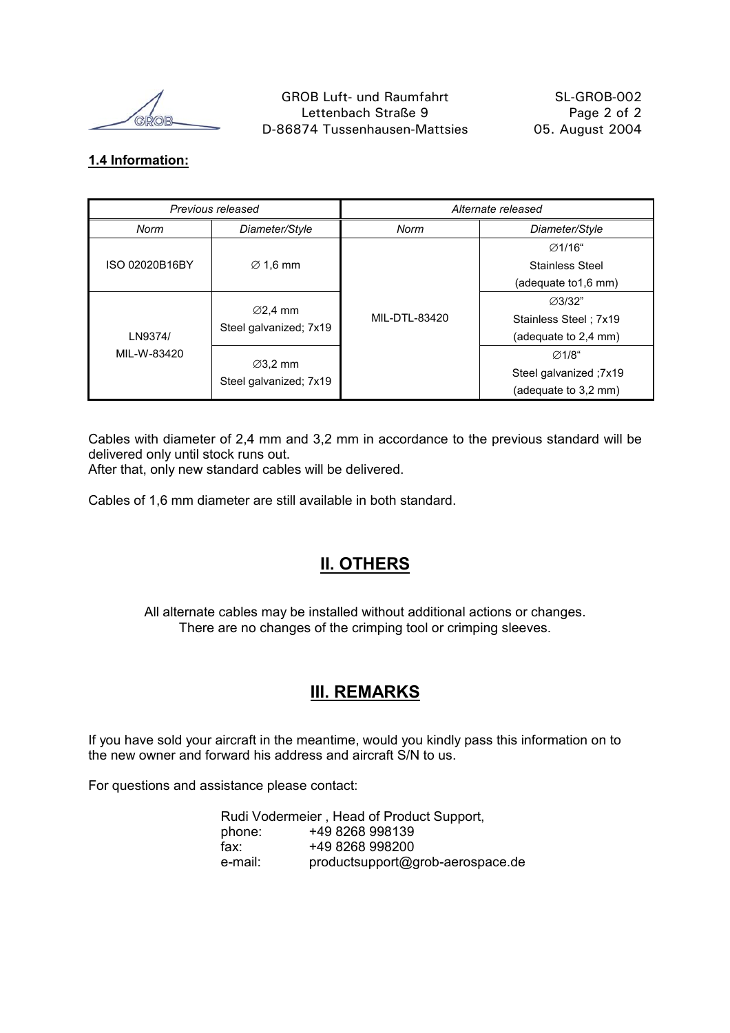**1.4 Information:**

| *Previous released* | | *Alternate released* | |
|---|---|---|---|
| *Norm* | *Diameter/Style* | *Norm* | *Diameter/Style* |
| ISO 02020B16BY | ∅ 1,6 mm | MIL-DTL-83420 | ∅1/16" Stainless Steel (adequate to1,6 mm) |
| LN9374/ MIL-W-83420 | ∅2,4 mm Steel galvanized; 7x19 | | ∅3/32" Stainless Steel ; 7x19 (adequate to 2,4 mm) |
| | ∅3,2 mm Steel galvanized; 7x19 | | ∅1/8" Steel galvanized ;7x19 (adequate to 3,2 mm) |

Cables with diameter of 2,4 mm and 3,2 mm in accordance to the previous standard will be delivered only until stock runs out.
After that, only new standard cables will be delivered.

Cables of 1,6 mm diameter are still available in both standard.

## II. OTHERS

All alternate cables may be installed without additional actions or changes.
There are no changes of the crimping tool or crimping sleeves.

## III. REMARKS

If you have sold your aircraft in the meantime, would you kindly pass this information on to the new owner and forward his address and aircraft S/N to us.

For questions and assistance please contact:

Rudi Vodermeier , Head of Product Support,
phone: +49 8268 998139
fax: +49 8268 998200
e-mail: productsupport@grob-aerospace.de